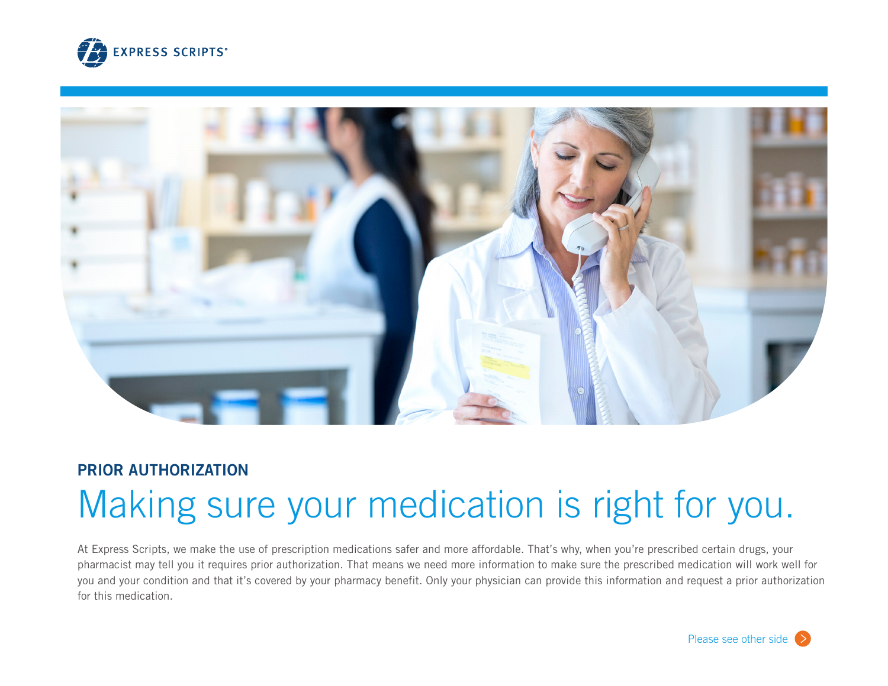EXPRESS SCRIPTS®

## PRIOR AUTHORIZATION

# Making sure your medication is right for you.

At Express Scripts, we make the use of prescription medications safer and more affordable. That's why, when you're prescribed certain drugs, your pharmacist may tell you it requires prior authorization. That means we need more information to make sure the prescribed medication will work well for you and your condition and that it's covered by your pharmacy benefit. Only your physician can provide this information and request a prior authorization for this medication.

Please see other side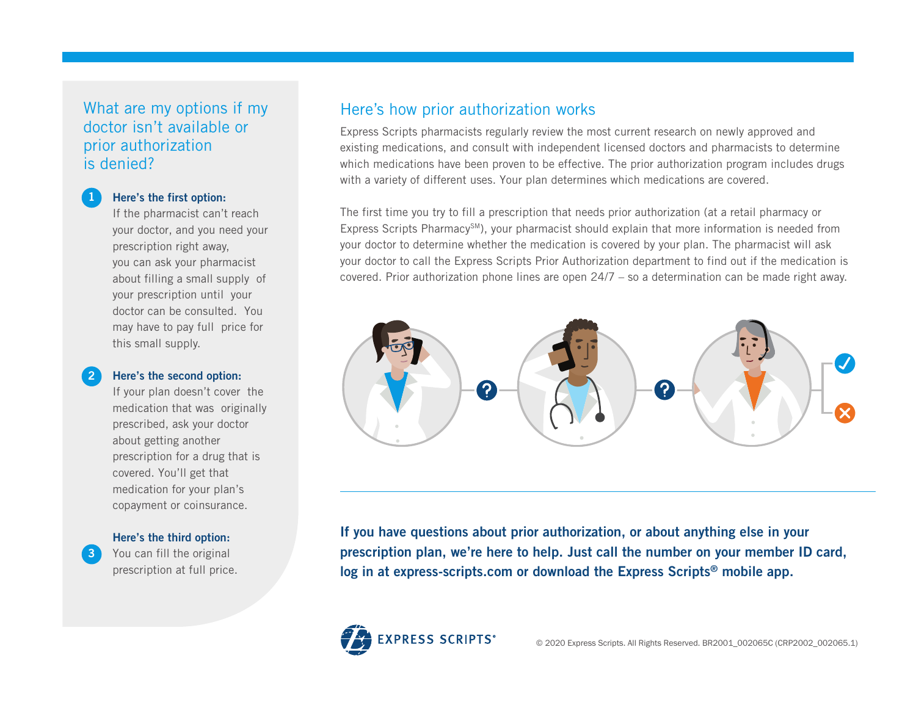## What are my options if my doctor isn't available or prior authorization is denied?

1. **Here's the first option:**
   If the pharmacist can't reach your doctor, and you need your prescription right away, you can ask your pharmacist about filling a small supply of your prescription until your doctor can be consulted. You may have to pay full price for this small supply.

2. **Here's the second option:**
   If your plan doesn't cover the medication that was originally prescribed, ask your doctor about getting another prescription for a drug that is covered. You'll get that medication for your plan's copayment or coinsurance.

3. **Here's the third option:**
   You can fill the original prescription at full price.

## Here's how prior authorization works

Express Scripts pharmacists regularly review the most current research on newly approved and existing medications, and consult with independent licensed doctors and pharmacists to determine which medications have been proven to be effective. The prior authorization program includes drugs with a variety of different uses. Your plan determines which medications are covered.

The first time you try to fill a prescription that needs prior authorization (at a retail pharmacy or Express Scripts Pharmacy℠), your pharmacist should explain that more information is needed from your doctor to determine whether the medication is covered by your plan. The pharmacist will ask your doctor to call the Express Scripts Prior Authorization department to find out if the medication is covered. Prior authorization phone lines are open 24/7 – so a determination can be made right away.

**If you have questions about prior authorization, or about anything else in your prescription plan, we're here to help. Just call the number on your member ID card, log in at express-scripts.com or download the Express Scripts® mobile app.**

EXPRESS SCRIPTS®

© 2020 Express Scripts. All Rights Reserved. BR2001_002065C (CRP2002_002065.1)